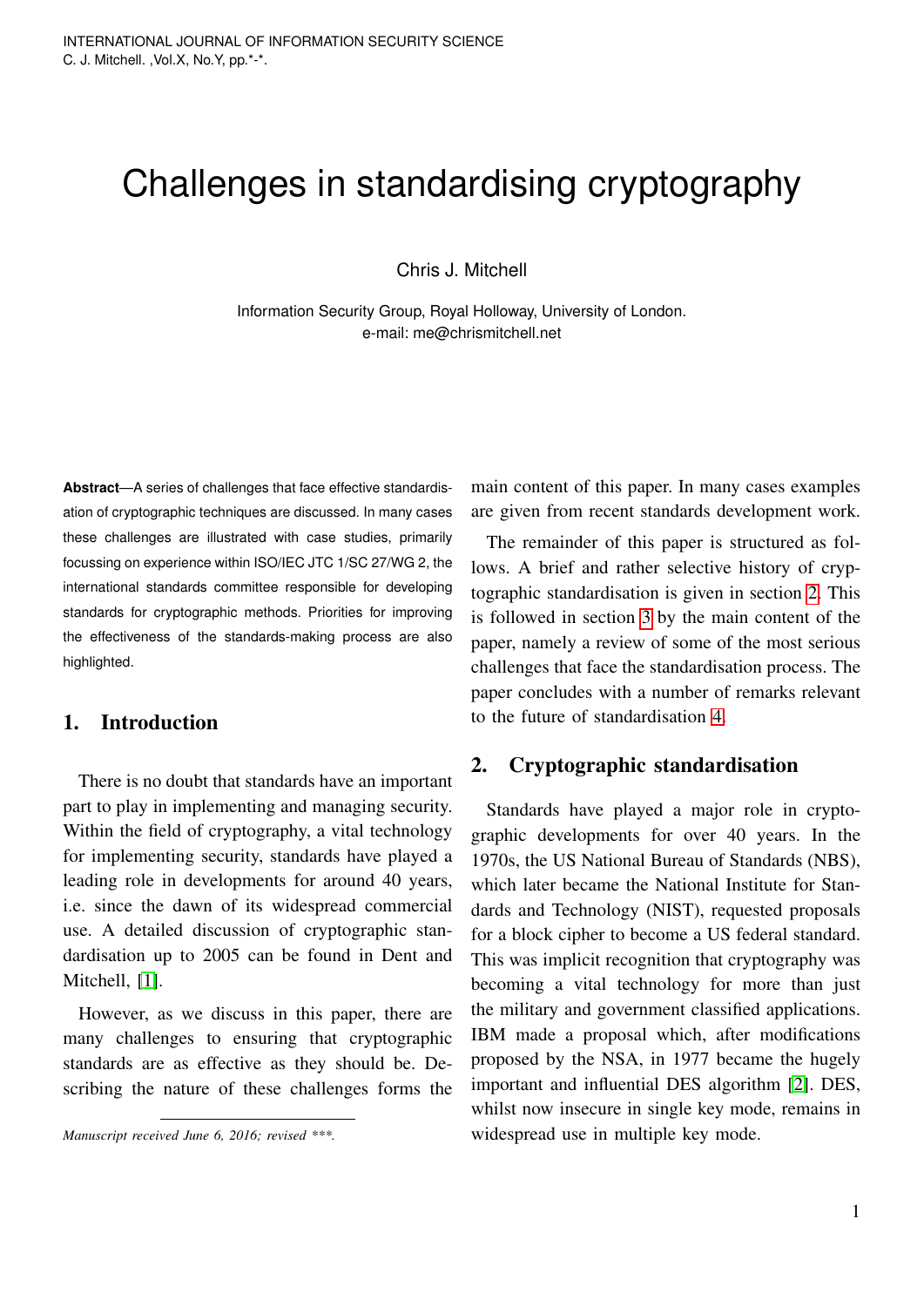# Challenges in standardising cryptography

Chris J. Mitchell

Information Security Group, Royal Holloway, University of London.
e-mail: me@chrismitchell.net

**Abstract**—A series of challenges that face effective standardisation of cryptographic techniques are discussed. In many cases these challenges are illustrated with case studies, primarily focussing on experience within ISO/IEC JTC 1/SC 27/WG 2, the international standards committee responsible for developing standards for cryptographic methods. Priorities for improving the effectiveness of the standards-making process are also highlighted.

## 1. Introduction

There is no doubt that standards have an important part to play in implementing and managing security. Within the field of cryptography, a vital technology for implementing security, standards have played a leading role in developments for around 40 years, i.e. since the dawn of its widespread commercial use. A detailed discussion of cryptographic standardisation up to 2005 can be found in Dent and Mitchell, [1].

However, as we discuss in this paper, there are many challenges to ensuring that cryptographic standards are as effective as they should be. Describing the nature of these challenges forms the main content of this paper. In many cases examples are given from recent standards development work.

The remainder of this paper is structured as follows. A brief and rather selective history of cryptographic standardisation is given in section 2. This is followed in section 3 by the main content of the paper, namely a review of some of the most serious challenges that face the standardisation process. The paper concludes with a number of remarks relevant to the future of standardisation 4.

*Manuscript received June 6, 2016; revised \*\*\*.*

## 2. Cryptographic standardisation

Standards have played a major role in cryptographic developments for over 40 years. In the 1970s, the US National Bureau of Standards (NBS), which later became the National Institute for Standards and Technology (NIST), requested proposals for a block cipher to become a US federal standard. This was implicit recognition that cryptography was becoming a vital technology for more than just the military and government classified applications. IBM made a proposal which, after modifications proposed by the NSA, in 1977 became the hugely important and influential DES algorithm [2]. DES, whilst now insecure in single key mode, remains in widespread use in multiple key mode.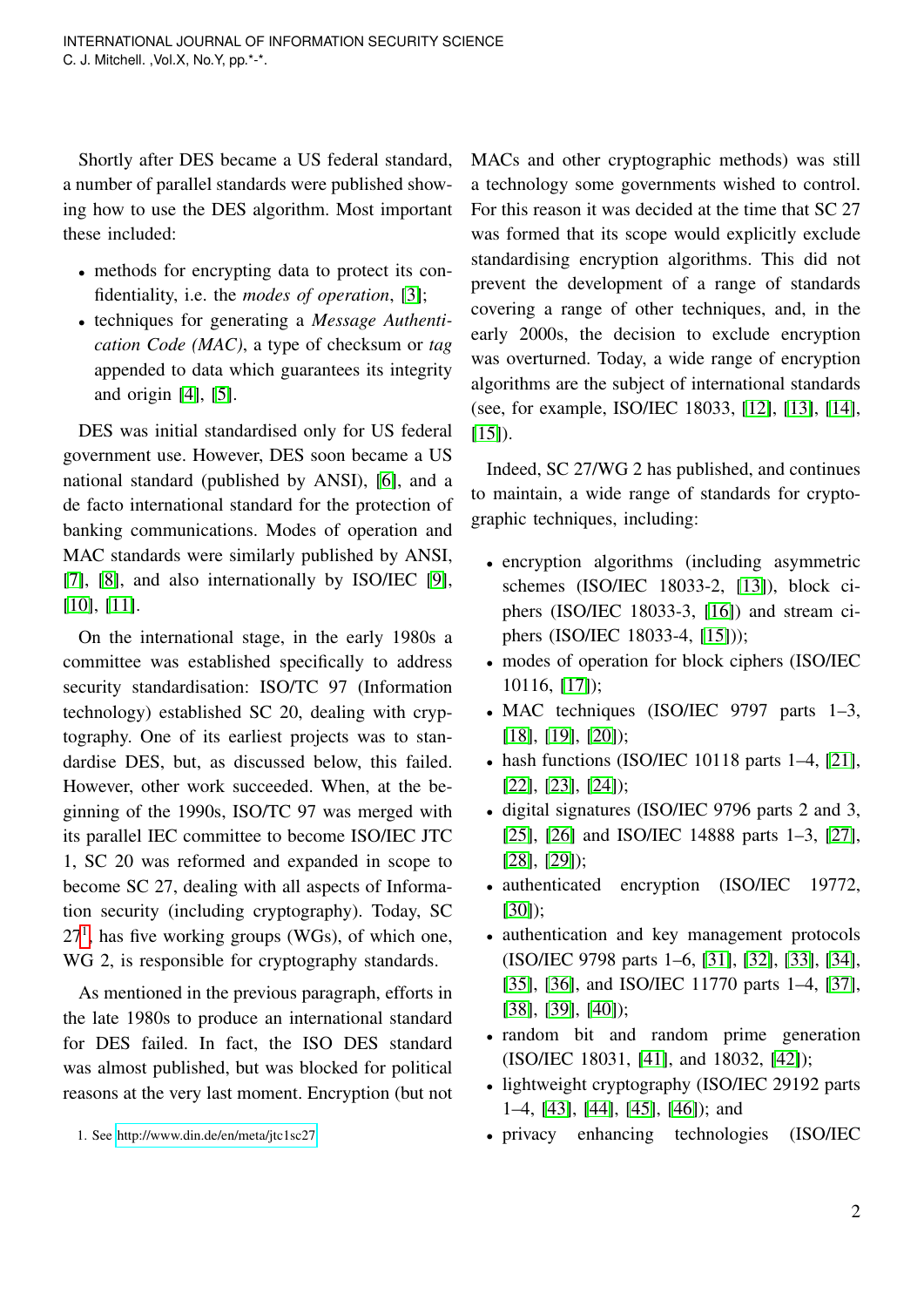Shortly after DES became a US federal standard, a number of parallel standards were published showing how to use the DES algorithm. Most important these included:

- methods for encrypting data to protect its confidentiality, i.e. the *modes of operation*, [3];
- techniques for generating a *Message Authentication Code (MAC)*, a type of checksum or *tag* appended to data which guarantees its integrity and origin [4], [5].

DES was initial standardised only for US federal government use. However, DES soon became a US national standard (published by ANSI), [6], and a de facto international standard for the protection of banking communications. Modes of operation and MAC standards were similarly published by ANSI, [7], [8], and also internationally by ISO/IEC [9], [10], [11].

On the international stage, in the early 1980s a committee was established specifically to address security standardisation: ISO/TC 97 (Information technology) established SC 20, dealing with cryptography. One of its earliest projects was to standardise DES, but, as discussed below, this failed. However, other work succeeded. When, at the beginning of the 1990s, ISO/TC 97 was merged with its parallel IEC committee to become ISO/IEC JTC 1, SC 20 was reformed and expanded in scope to become SC 27, dealing with all aspects of Information security (including cryptography). Today, SC 27[1], has five working groups (WGs), of which one, WG 2, is responsible for cryptography standards.

As mentioned in the previous paragraph, efforts in the late 1980s to produce an international standard for DES failed. In fact, the ISO DES standard was almost published, but was blocked for political reasons at the very last moment. Encryption (but not MACs and other cryptographic methods) was still a technology some governments wished to control. For this reason it was decided at the time that SC 27 was formed that its scope would explicitly exclude standardising encryption algorithms. This did not prevent the development of a range of standards covering a range of other techniques, and, in the early 2000s, the decision to exclude encryption was overturned. Today, a wide range of encryption algorithms are the subject of international standards (see, for example, ISO/IEC 18033, [12], [13], [14], [15]).

Indeed, SC 27/WG 2 has published, and continues to maintain, a wide range of standards for cryptographic techniques, including:

- encryption algorithms (including asymmetric schemes (ISO/IEC 18033-2, [13]), block ciphers (ISO/IEC 18033-3, [16]) and stream ciphers (ISO/IEC 18033-4, [15]));
- modes of operation for block ciphers (ISO/IEC 10116, [17]);
- MAC techniques (ISO/IEC 9797 parts 1–3, [18], [19], [20]);
- hash functions (ISO/IEC 10118 parts 1–4, [21], [22], [23], [24]);
- digital signatures (ISO/IEC 9796 parts 2 and 3, [25], [26] and ISO/IEC 14888 parts 1–3, [27], [28], [29]);
- authenticated encryption (ISO/IEC 19772, [30]);
- authentication and key management protocols (ISO/IEC 9798 parts 1–6, [31], [32], [33], [34], [35], [36], and ISO/IEC 11770 parts 1–4, [37], [38], [39], [40]);
- random bit and random prime generation (ISO/IEC 18031, [41], and 18032, [42]);
- lightweight cryptography (ISO/IEC 29192 parts 1–4, [43], [44], [45], [46]); and
- privacy enhancing technologies (ISO/IEC

1. See http://www.din.de/en/meta/jtc1sc27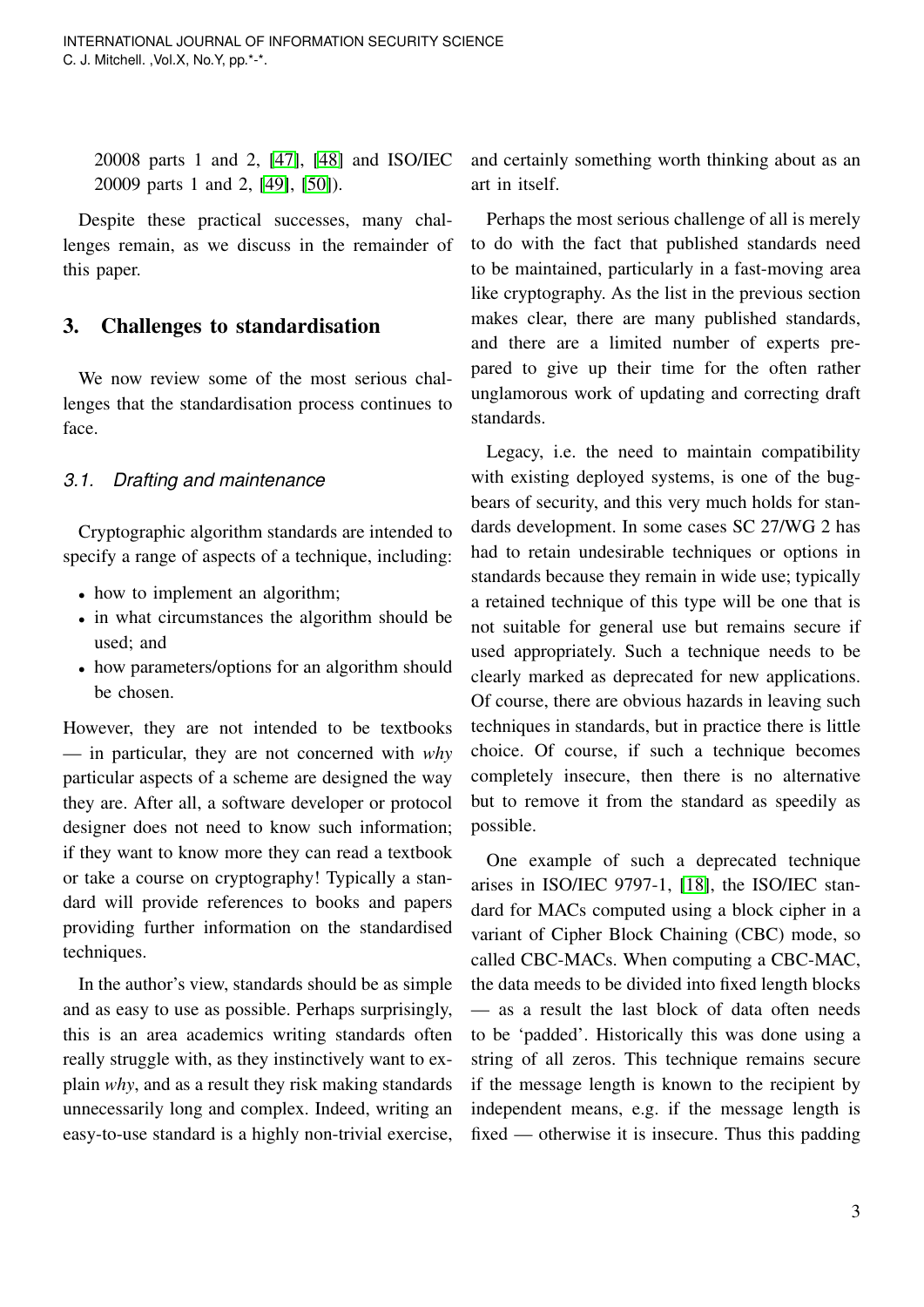20008 parts 1 and 2, [47], [48] and ISO/IEC 20009 parts 1 and 2, [49], [50]).

Despite these practical successes, many challenges remain, as we discuss in the remainder of this paper.

## 3. Challenges to standardisation

We now review some of the most serious challenges that the standardisation process continues to face.

### 3.1. Drafting and maintenance

Cryptographic algorithm standards are intended to specify a range of aspects of a technique, including:

- how to implement an algorithm;
- in what circumstances the algorithm should be used; and
- how parameters/options for an algorithm should be chosen.

However, they are not intended to be textbooks — in particular, they are not concerned with *why* particular aspects of a scheme are designed the way they are. After all, a software developer or protocol designer does not need to know such information; if they want to know more they can read a textbook or take a course on cryptography! Typically a standard will provide references to books and papers providing further information on the standardised techniques.

In the author's view, standards should be as simple and as easy to use as possible. Perhaps surprisingly, this is an area academics writing standards often really struggle with, as they instinctively want to explain *why*, and as a result they risk making standards unnecessarily long and complex. Indeed, writing an easy-to-use standard is a highly non-trivial exercise, and certainly something worth thinking about as an art in itself.

Perhaps the most serious challenge of all is merely to do with the fact that published standards need to be maintained, particularly in a fast-moving area like cryptography. As the list in the previous section makes clear, there are many published standards, and there are a limited number of experts prepared to give up their time for the often rather unglamorous work of updating and correcting draft standards.

Legacy, i.e. the need to maintain compatibility with existing deployed systems, is one of the bugbears of security, and this very much holds for standards development. In some cases SC 27/WG 2 has had to retain undesirable techniques or options in standards because they remain in wide use; typically a retained technique of this type will be one that is not suitable for general use but remains secure if used appropriately. Such a technique needs to be clearly marked as deprecated for new applications. Of course, there are obvious hazards in leaving such techniques in standards, but in practice there is little choice. Of course, if such a technique becomes completely insecure, then there is no alternative but to remove it from the standard as speedily as possible.

One example of such a deprecated technique arises in ISO/IEC 9797-1, [18], the ISO/IEC standard for MACs computed using a block cipher in a variant of Cipher Block Chaining (CBC) mode, so called CBC-MACs. When computing a CBC-MAC, the data meeds to be divided into fixed length blocks — as a result the last block of data often needs to be 'padded'. Historically this was done using a string of all zeros. This technique remains secure if the message length is known to the recipient by independent means, e.g. if the message length is fixed — otherwise it is insecure. Thus this padding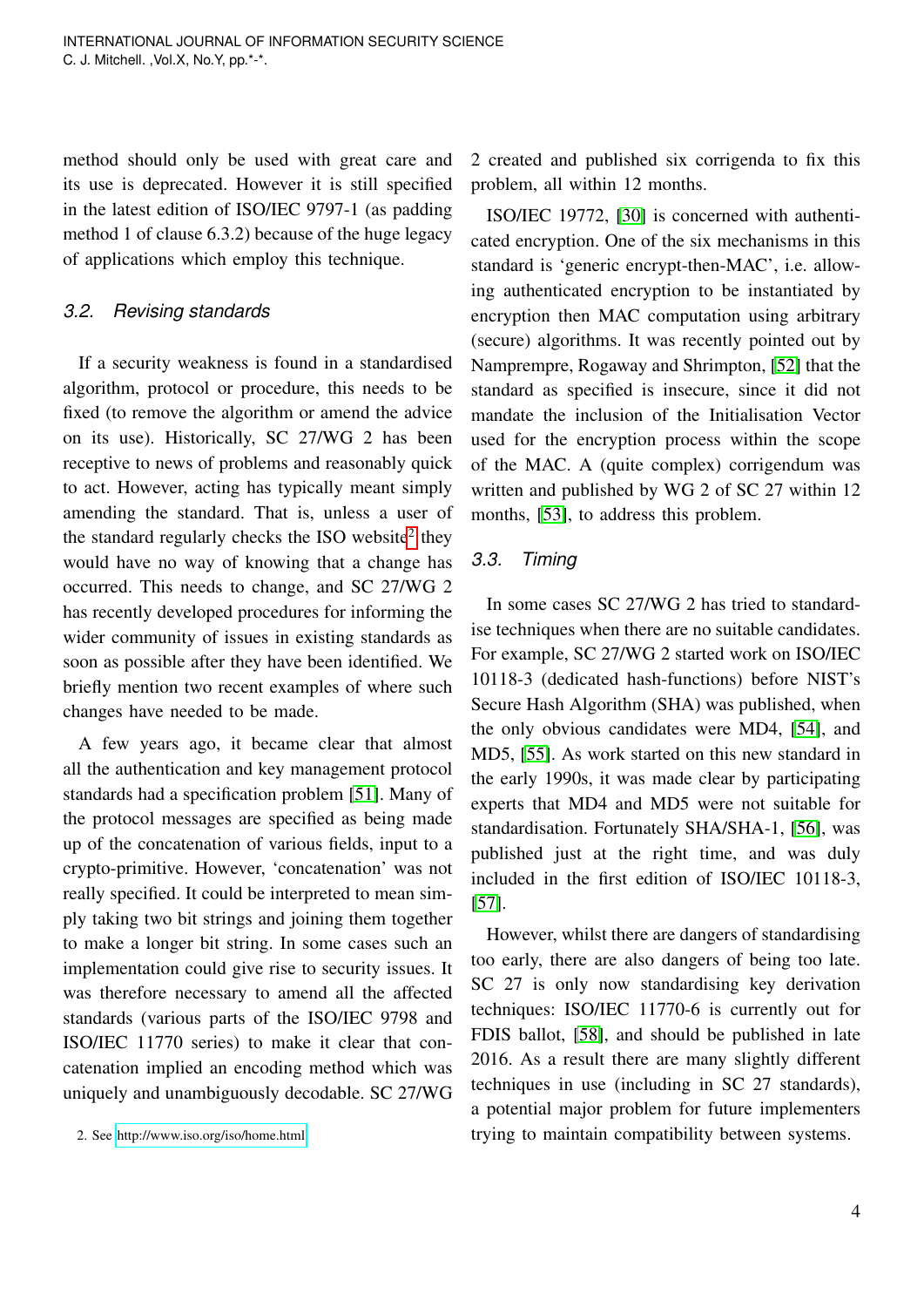method should only be used with great care and its use is deprecated. However it is still specified in the latest edition of ISO/IEC 9797-1 (as padding method 1 of clause 6.3.2) because of the huge legacy of applications which employ this technique.

### 3.2. Revising standards

If a security weakness is found in a standardised algorithm, protocol or procedure, this needs to be fixed (to remove the algorithm or amend the advice on its use). Historically, SC 27/WG 2 has been receptive to news of problems and reasonably quick to act. However, acting has typically meant simply amending the standard. That is, unless a user of the standard regularly checks the ISO website[2] they would have no way of knowing that a change has occurred. This needs to change, and SC 27/WG 2 has recently developed procedures for informing the wider community of issues in existing standards as soon as possible after they have been identified. We briefly mention two recent examples of where such changes have needed to be made.

A few years ago, it became clear that almost all the authentication and key management protocol standards had a specification problem [51]. Many of the protocol messages are specified as being made up of the concatenation of various fields, input to a crypto-primitive. However, 'concatenation' was not really specified. It could be interpreted to mean simply taking two bit strings and joining them together to make a longer bit string. In some cases such an implementation could give rise to security issues. It was therefore necessary to amend all the affected standards (various parts of the ISO/IEC 9798 and ISO/IEC 11770 series) to make it clear that concatenation implied an encoding method which was uniquely and unambiguously decodable. SC 27/WG 2 created and published six corrigenda to fix this problem, all within 12 months.

ISO/IEC 19772, [30] is concerned with authenticated encryption. One of the six mechanisms in this standard is 'generic encrypt-then-MAC', i.e. allowing authenticated encryption to be instantiated by encryption then MAC computation using arbitrary (secure) algorithms. It was recently pointed out by Namprempre, Rogaway and Shrimpton, [52] that the standard as specified is insecure, since it did not mandate the inclusion of the Initialisation Vector used for the encryption process within the scope of the MAC. A (quite complex) corrigendum was written and published by WG 2 of SC 27 within 12 months, [53], to address this problem.

### 3.3. Timing

In some cases SC 27/WG 2 has tried to standardise techniques when there are no suitable candidates. For example, SC 27/WG 2 started work on ISO/IEC 10118-3 (dedicated hash-functions) before NIST's Secure Hash Algorithm (SHA) was published, when the only obvious candidates were MD4, [54], and MD5, [55]. As work started on this new standard in the early 1990s, it was made clear by participating experts that MD4 and MD5 were not suitable for standardisation. Fortunately SHA/SHA-1, [56], was published just at the right time, and was duly included in the first edition of ISO/IEC 10118-3, [57].

However, whilst there are dangers of standardising too early, there are also dangers of being too late. SC 27 is only now standardising key derivation techniques: ISO/IEC 11770-6 is currently out for FDIS ballot, [58], and should be published in late 2016. As a result there are many slightly different techniques in use (including in SC 27 standards), a potential major problem for future implementers trying to maintain compatibility between systems.

2. See http://www.iso.org/iso/home.html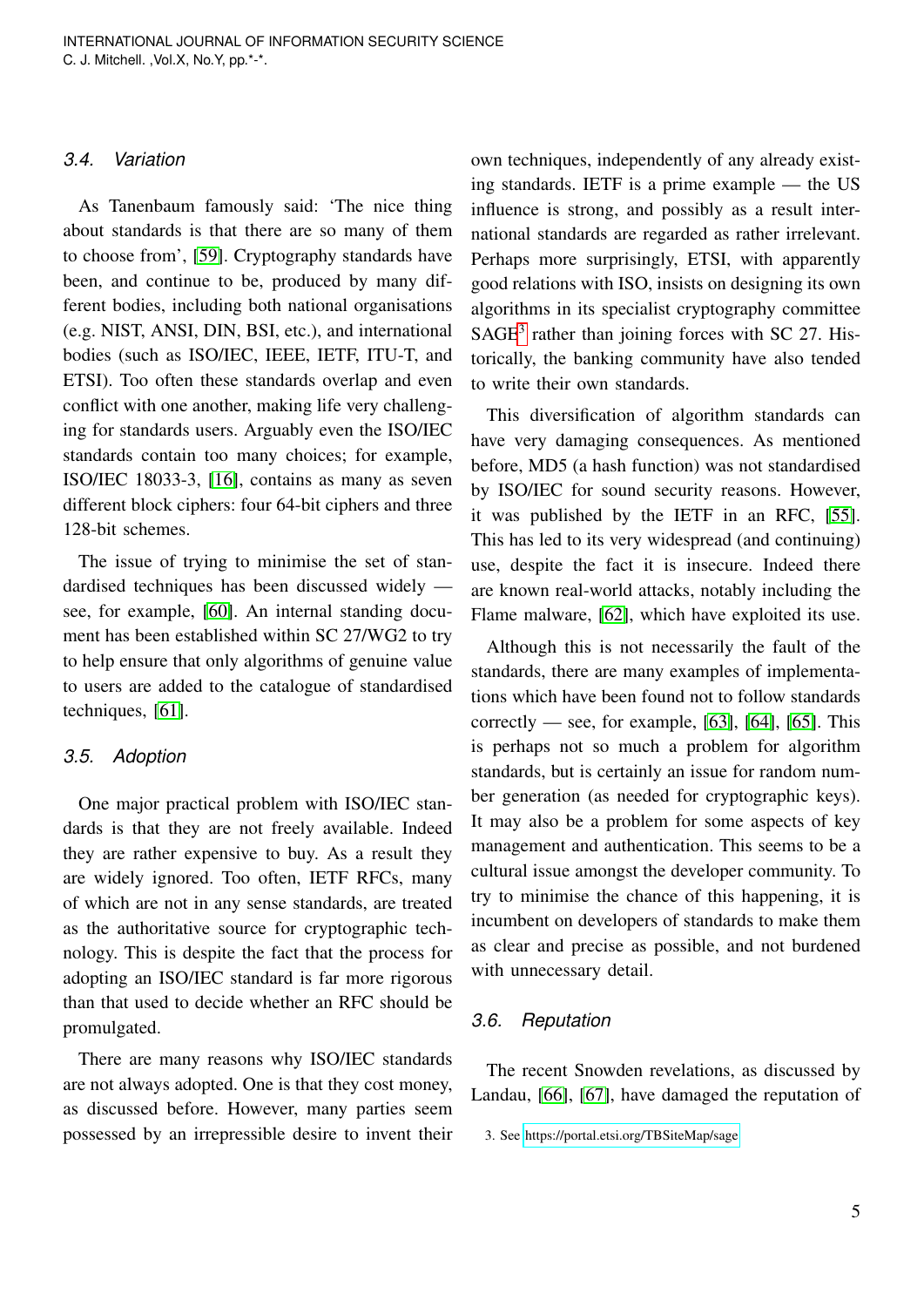### 3.4. Variation

As Tanenbaum famously said: 'The nice thing about standards is that there are so many of them to choose from', [59]. Cryptography standards have been, and continue to be, produced by many different bodies, including both national organisations (e.g. NIST, ANSI, DIN, BSI, etc.), and international bodies (such as ISO/IEC, IEEE, IETF, ITU-T, and ETSI). Too often these standards overlap and even conflict with one another, making life very challenging for standards users. Arguably even the ISO/IEC standards contain too many choices; for example, ISO/IEC 18033-3, [16], contains as many as seven different block ciphers: four 64-bit ciphers and three 128-bit schemes.

The issue of trying to minimise the set of standardised techniques has been discussed widely — see, for example, [60]. An internal standing document has been established within SC 27/WG2 to try to help ensure that only algorithms of genuine value to users are added to the catalogue of standardised techniques, [61].

### 3.5. Adoption

One major practical problem with ISO/IEC standards is that they are not freely available. Indeed they are rather expensive to buy. As a result they are widely ignored. Too often, IETF RFCs, many of which are not in any sense standards, are treated as the authoritative source for cryptographic technology. This is despite the fact that the process for adopting an ISO/IEC standard is far more rigorous than that used to decide whether an RFC should be promulgated.

There are many reasons why ISO/IEC standards are not always adopted. One is that they cost money, as discussed before. However, many parties seem possessed by an irrepressible desire to invent their own techniques, independently of any already existing standards. IETF is a prime example — the US influence is strong, and possibly as a result international standards are regarded as rather irrelevant. Perhaps more surprisingly, ETSI, with apparently good relations with ISO, insists on designing its own algorithms in its specialist cryptography committee SAGE[3] rather than joining forces with SC 27. Historically, the banking community have also tended to write their own standards.

This diversification of algorithm standards can have very damaging consequences. As mentioned before, MD5 (a hash function) was not standardised by ISO/IEC for sound security reasons. However, it was published by the IETF in an RFC, [55]. This has led to its very widespread (and continuing) use, despite the fact it is insecure. Indeed there are known real-world attacks, notably including the Flame malware, [62], which have exploited its use.

Although this is not necessarily the fault of the standards, there are many examples of implementations which have been found not to follow standards correctly — see, for example, [63], [64], [65]. This is perhaps not so much a problem for algorithm standards, but is certainly an issue for random number generation (as needed for cryptographic keys). It may also be a problem for some aspects of key management and authentication. This seems to be a cultural issue amongst the developer community. To try to minimise the chance of this happening, it is incumbent on developers of standards to make them as clear and precise as possible, and not burdened with unnecessary detail.

### 3.6. Reputation

The recent Snowden revelations, as discussed by Landau, [66], [67], have damaged the reputation of

3. See https://portal.etsi.org/TBSiteMap/sage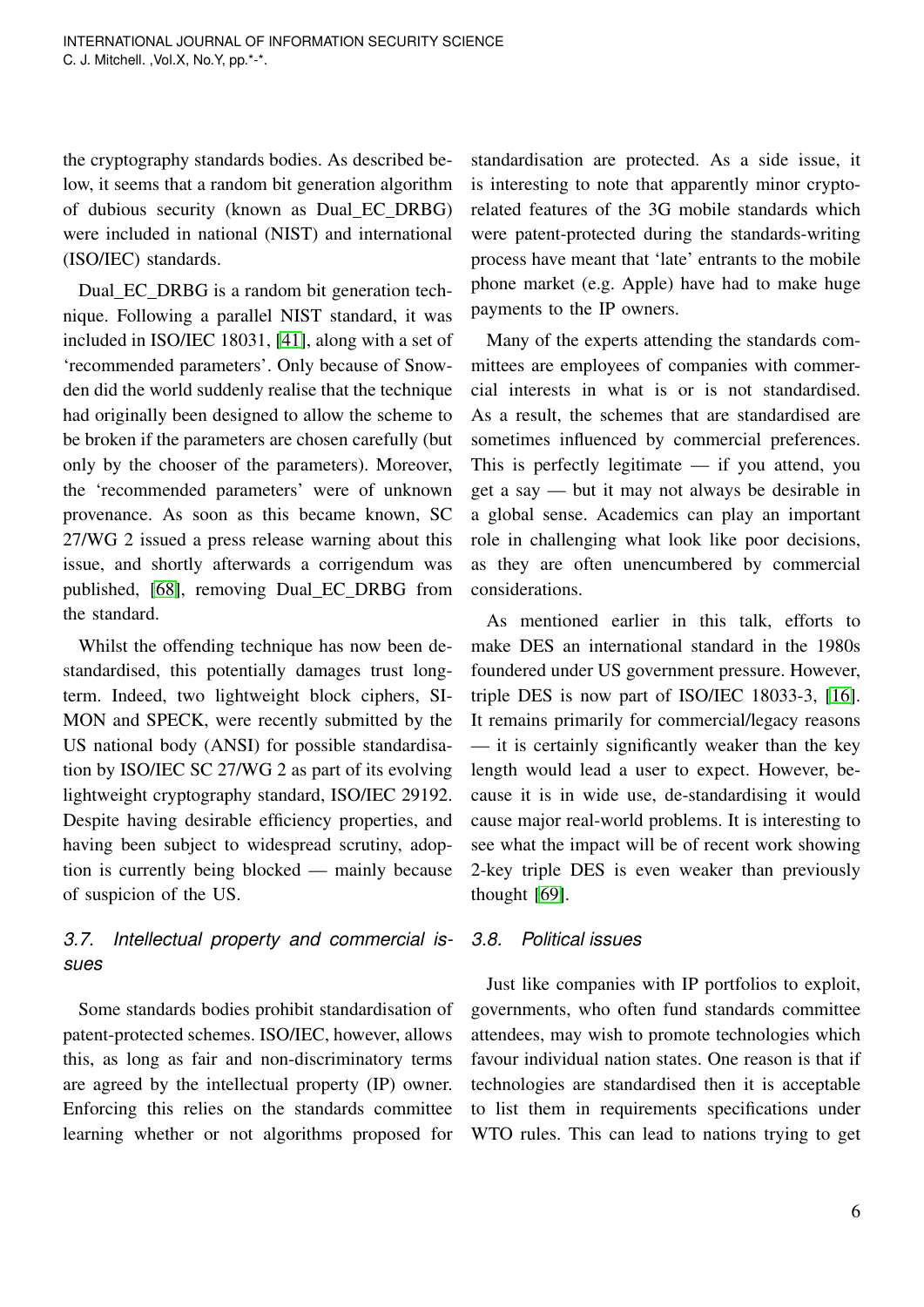the cryptography standards bodies. As described below, it seems that a random bit generation algorithm of dubious security (known as Dual_EC_DRBG) were included in national (NIST) and international (ISO/IEC) standards.

Dual_EC_DRBG is a random bit generation technique. Following a parallel NIST standard, it was included in ISO/IEC 18031, [41], along with a set of 'recommended parameters'. Only because of Snowden did the world suddenly realise that the technique had originally been designed to allow the scheme to be broken if the parameters are chosen carefully (but only by the chooser of the parameters). Moreover, the 'recommended parameters' were of unknown provenance. As soon as this became known, SC 27/WG 2 issued a press release warning about this issue, and shortly afterwards a corrigendum was published, [68], removing Dual_EC_DRBG from the standard.

Whilst the offending technique has now been de-standardised, this potentially damages trust long-term. Indeed, two lightweight block ciphers, SIMON and SPECK, were recently submitted by the US national body (ANSI) for possible standardisation by ISO/IEC SC 27/WG 2 as part of its evolving lightweight cryptography standard, ISO/IEC 29192. Despite having desirable efficiency properties, and having been subject to widespread scrutiny, adoption is currently being blocked — mainly because of suspicion of the US.

### *3.7. Intellectual property and commercial issues*

Some standards bodies prohibit standardisation of patent-protected schemes. ISO/IEC, however, allows this, as long as fair and non-discriminatory terms are agreed by the intellectual property (IP) owner. Enforcing this relies on the standards committee learning whether or not algorithms proposed for standardisation are protected. As a side issue, it is interesting to note that apparently minor crypto-related features of the 3G mobile standards which were patent-protected during the standards-writing process have meant that 'late' entrants to the mobile phone market (e.g. Apple) have had to make huge payments to the IP owners.

Many of the experts attending the standards committees are employees of companies with commercial interests in what is or is not standardised. As a result, the schemes that are standardised are sometimes influenced by commercial preferences. This is perfectly legitimate — if you attend, you get a say — but it may not always be desirable in a global sense. Academics can play an important role in challenging what look like poor decisions, as they are often unencumbered by commercial considerations.

As mentioned earlier in this talk, efforts to make DES an international standard in the 1980s foundered under US government pressure. However, triple DES is now part of ISO/IEC 18033-3, [16]. It remains primarily for commercial/legacy reasons — it is certainly significantly weaker than the key length would lead a user to expect. However, because it is in wide use, de-standardising it would cause major real-world problems. It is interesting to see what the impact will be of recent work showing 2-key triple DES is even weaker than previously thought [69].

### *3.8. Political issues*

Just like companies with IP portfolios to exploit, governments, who often fund standards committee attendees, may wish to promote technologies which favour individual nation states. One reason is that if technologies are standardised then it is acceptable to list them in requirements specifications under WTO rules. This can lead to nations trying to get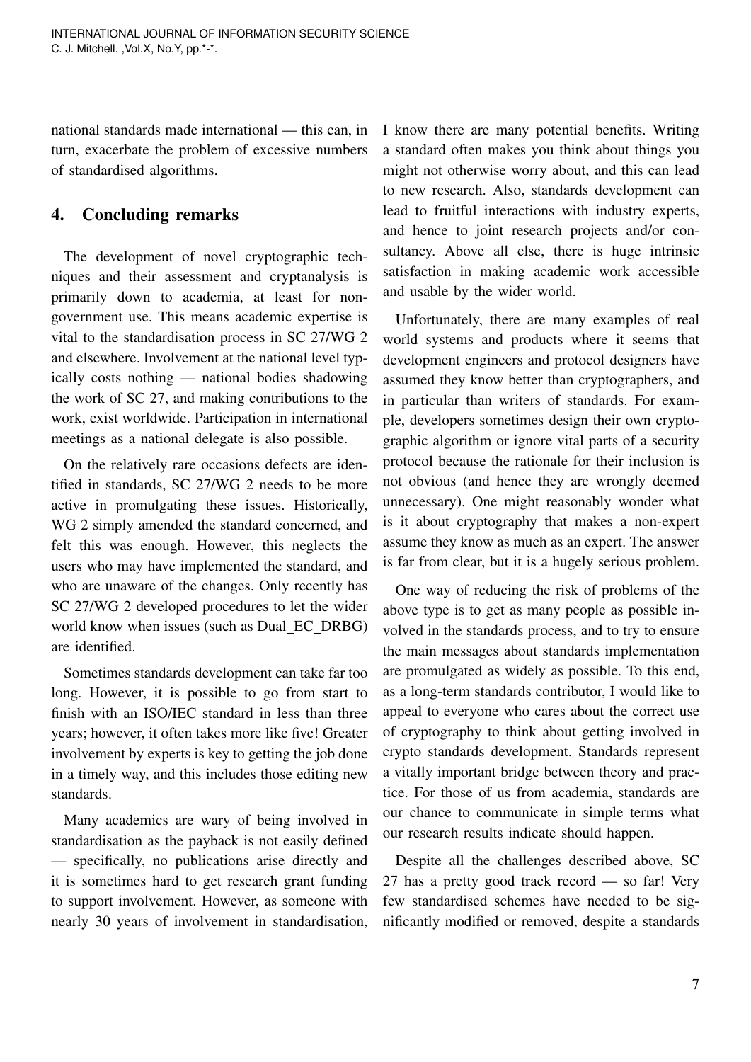national standards made international — this can, in turn, exacerbate the problem of excessive numbers of standardised algorithms.

## 4. Concluding remarks

The development of novel cryptographic techniques and their assessment and cryptanalysis is primarily down to academia, at least for non-government use. This means academic expertise is vital to the standardisation process in SC 27/WG 2 and elsewhere. Involvement at the national level typically costs nothing — national bodies shadowing the work of SC 27, and making contributions to the work, exist worldwide. Participation in international meetings as a national delegate is also possible.

On the relatively rare occasions defects are identified in standards, SC 27/WG 2 needs to be more active in promulgating these issues. Historically, WG 2 simply amended the standard concerned, and felt this was enough. However, this neglects the users who may have implemented the standard, and who are unaware of the changes. Only recently has SC 27/WG 2 developed procedures to let the wider world know when issues (such as Dual_EC_DRBG) are identified.

Sometimes standards development can take far too long. However, it is possible to go from start to finish with an ISO/IEC standard in less than three years; however, it often takes more like five! Greater involvement by experts is key to getting the job done in a timely way, and this includes those editing new standards.

Many academics are wary of being involved in standardisation as the payback is not easily defined — specifically, no publications arise directly and it is sometimes hard to get research grant funding to support involvement. However, as someone with nearly 30 years of involvement in standardisation, I know there are many potential benefits. Writing a standard often makes you think about things you might not otherwise worry about, and this can lead to new research. Also, standards development can lead to fruitful interactions with industry experts, and hence to joint research projects and/or consultancy. Above all else, there is huge intrinsic satisfaction in making academic work accessible and usable by the wider world.

Unfortunately, there are many examples of real world systems and products where it seems that development engineers and protocol designers have assumed they know better than cryptographers, and in particular than writers of standards. For example, developers sometimes design their own cryptographic algorithm or ignore vital parts of a security protocol because the rationale for their inclusion is not obvious (and hence they are wrongly deemed unnecessary). One might reasonably wonder what is it about cryptography that makes a non-expert assume they know as much as an expert. The answer is far from clear, but it is a hugely serious problem.

One way of reducing the risk of problems of the above type is to get as many people as possible involved in the standards process, and to try to ensure the main messages about standards implementation are promulgated as widely as possible. To this end, as a long-term standards contributor, I would like to appeal to everyone who cares about the correct use of cryptography to think about getting involved in crypto standards development. Standards represent a vitally important bridge between theory and practice. For those of us from academia, standards are our chance to communicate in simple terms what our research results indicate should happen.

Despite all the challenges described above, SC 27 has a pretty good track record — so far! Very few standardised schemes have needed to be significantly modified or removed, despite a standards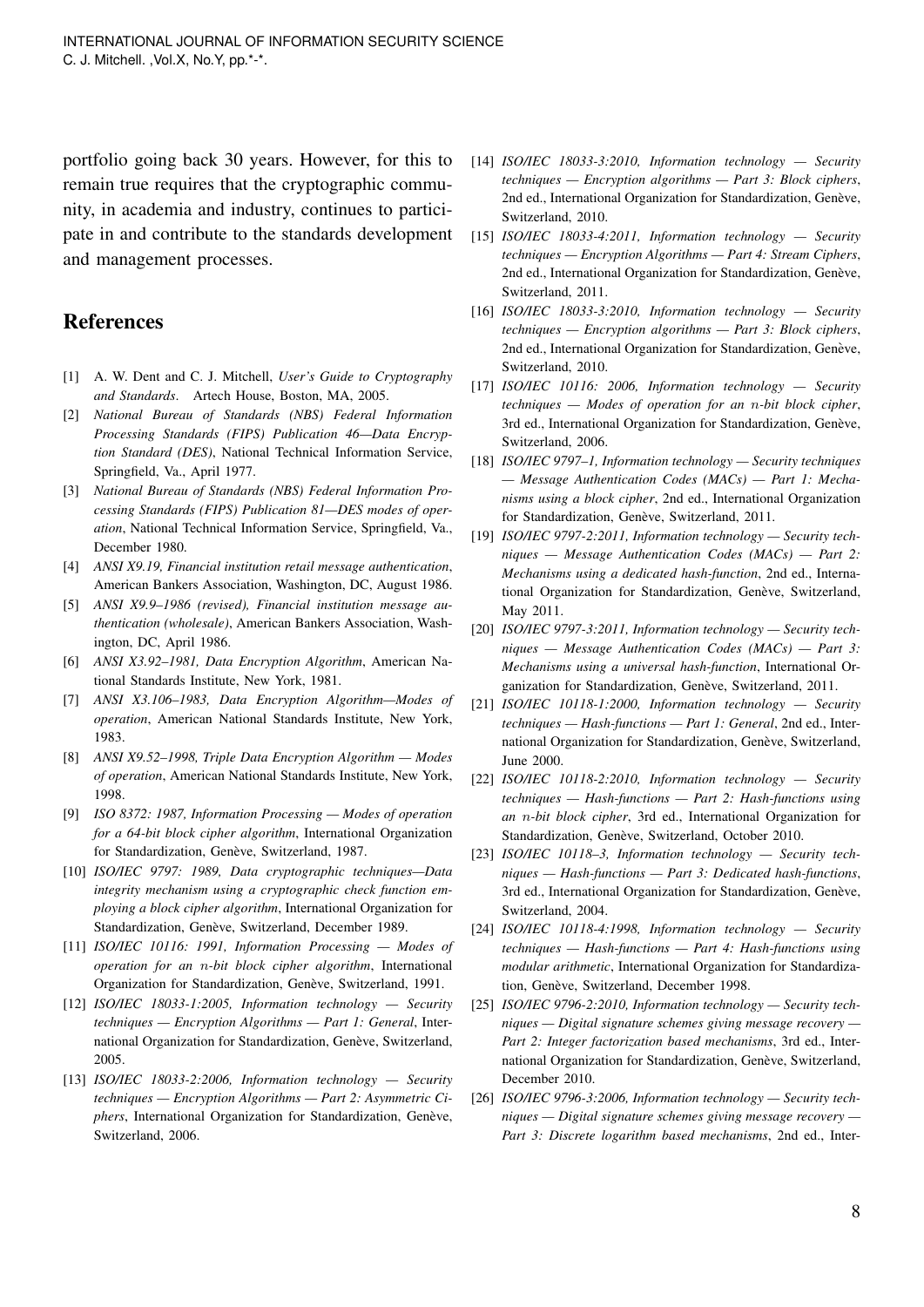portfolio going back 30 years. However, for this to remain true requires that the cryptographic community, in academia and industry, continues to participate in and contribute to the standards development and management processes.

## References

[1] A. W. Dent and C. J. Mitchell, *User's Guide to Cryptography and Standards*. Artech House, Boston, MA, 2005.

[2] *National Bureau of Standards (NBS) Federal Information Processing Standards (FIPS) Publication 46—Data Encryption Standard (DES)*, National Technical Information Service, Springfield, Va., April 1977.

[3] *National Bureau of Standards (NBS) Federal Information Processing Standards (FIPS) Publication 81—DES modes of operation*, National Technical Information Service, Springfield, Va., December 1980.

[4] *ANSI X9.19, Financial institution retail message authentication*, American Bankers Association, Washington, DC, August 1986.

[5] *ANSI X9.9–1986 (revised), Financial institution message authentication (wholesale)*, American Bankers Association, Washington, DC, April 1986.

[6] *ANSI X3.92–1981, Data Encryption Algorithm*, American National Standards Institute, New York, 1981.

[7] *ANSI X3.106–1983, Data Encryption Algorithm—Modes of operation*, American National Standards Institute, New York, 1983.

[8] *ANSI X9.52–1998, Triple Data Encryption Algorithm — Modes of operation*, American National Standards Institute, New York, 1998.

[9] *ISO 8372: 1987, Information Processing — Modes of operation for a 64-bit block cipher algorithm*, International Organization for Standardization, Genève, Switzerland, 1987.

[10] *ISO/IEC 9797: 1989, Data cryptographic techniques—Data integrity mechanism using a cryptographic check function employing a block cipher algorithm*, International Organization for Standardization, Genève, Switzerland, December 1989.

[11] *ISO/IEC 10116: 1991, Information Processing — Modes of operation for an $n$-bit block cipher algorithm*, International Organization for Standardization, Genève, Switzerland, 1991.

[12] *ISO/IEC 18033-1:2005, Information technology — Security techniques — Encryption Algorithms — Part 1: General*, International Organization for Standardization, Genève, Switzerland, 2005.

[13] *ISO/IEC 18033-2:2006, Information technology — Security techniques — Encryption Algorithms — Part 2: Asymmetric Ciphers*, International Organization for Standardization, Genève, Switzerland, 2006.

[14] *ISO/IEC 18033-3:2010, Information technology — Security techniques — Encryption algorithms — Part 3: Block ciphers*, 2nd ed., International Organization for Standardization, Genève, Switzerland, 2010.

[15] *ISO/IEC 18033-4:2011, Information technology — Security techniques — Encryption Algorithms — Part 4: Stream Ciphers*, 2nd ed., International Organization for Standardization, Genève, Switzerland, 2011.

[16] *ISO/IEC 18033-3:2010, Information technology — Security techniques — Encryption algorithms — Part 3: Block ciphers*, 2nd ed., International Organization for Standardization, Genève, Switzerland, 2010.

[17] *ISO/IEC 10116: 2006, Information technology — Security techniques — Modes of operation for an $n$-bit block cipher*, 3rd ed., International Organization for Standardization, Genève, Switzerland, 2006.

[18] *ISO/IEC 9797–1, Information technology — Security techniques — Message Authentication Codes (MACs) — Part 1: Mechanisms using a block cipher*, 2nd ed., International Organization for Standardization, Genève, Switzerland, 2011.

[19] *ISO/IEC 9797-2:2011, Information technology — Security techniques — Message Authentication Codes (MACs) — Part 2: Mechanisms using a dedicated hash-function*, 2nd ed., International Organization for Standardization, Genève, Switzerland, May 2011.

[20] *ISO/IEC 9797-3:2011, Information technology — Security techniques — Message Authentication Codes (MACs) — Part 3: Mechanisms using a universal hash-function*, International Organization for Standardization, Genève, Switzerland, 2011.

[21] *ISO/IEC 10118-1:2000, Information technology — Security techniques — Hash-functions — Part 1: General*, 2nd ed., International Organization for Standardization, Genève, Switzerland, June 2000.

[22] *ISO/IEC 10118-2:2010, Information technology — Security techniques — Hash-functions — Part 2: Hash-functions using an $n$-bit block cipher*, 3rd ed., International Organization for Standardization, Genève, Switzerland, October 2010.

[23] *ISO/IEC 10118–3, Information technology — Security techniques — Hash-functions — Part 3: Dedicated hash-functions*, 3rd ed., International Organization for Standardization, Genève, Switzerland, 2004.

[24] *ISO/IEC 10118-4:1998, Information technology — Security techniques — Hash-functions — Part 4: Hash-functions using modular arithmetic*, International Organization for Standardization, Genève, Switzerland, December 1998.

[25] *ISO/IEC 9796-2:2010, Information technology — Security techniques — Digital signature schemes giving message recovery — Part 2: Integer factorization based mechanisms*, 3rd ed., International Organization for Standardization, Genève, Switzerland, December 2010.

[26] *ISO/IEC 9796-3:2006, Information technology — Security techniques — Digital signature schemes giving message recovery — Part 3: Discrete logarithm based mechanisms*, 2nd ed., Inter-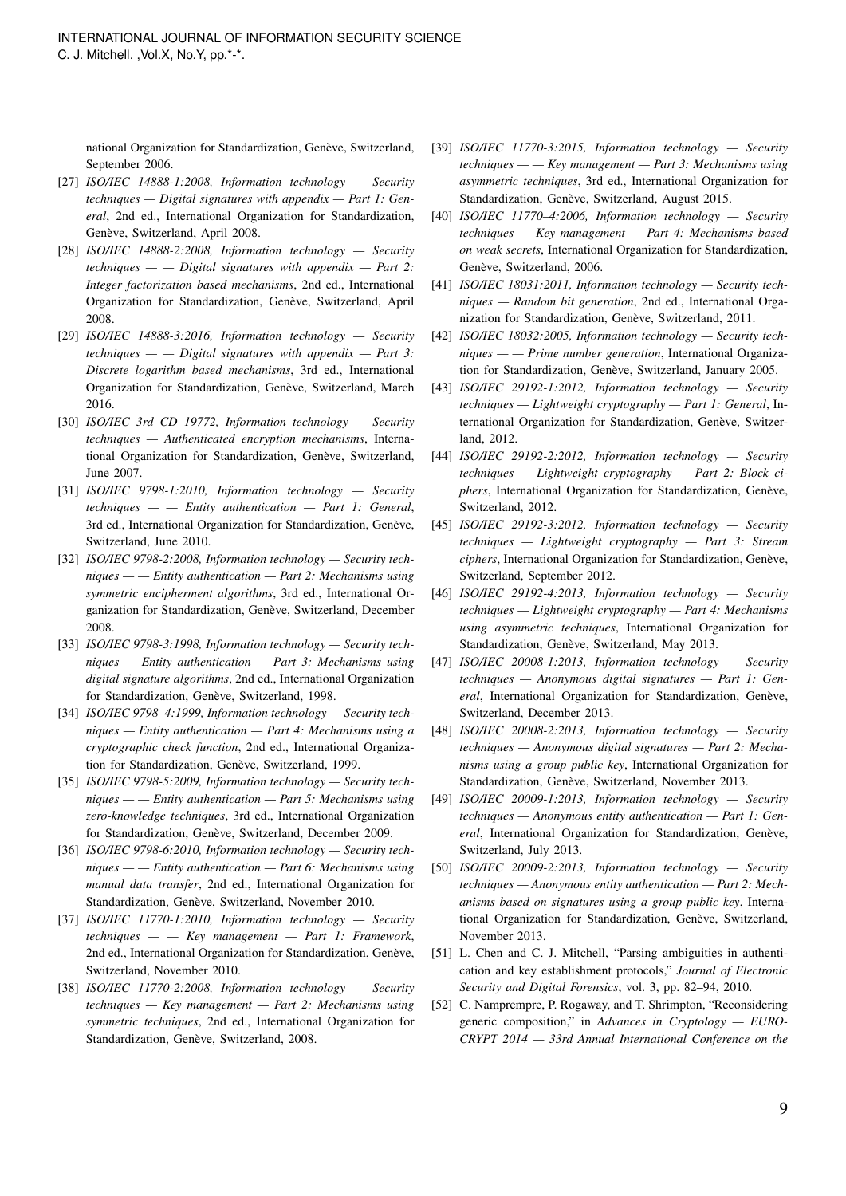national Organization for Standardization, Genève, Switzerland, September 2006.

[27] *ISO/IEC 14888-1:2008, Information technology — Security techniques — Digital signatures with appendix — Part 1: General*, 2nd ed., International Organization for Standardization, Genève, Switzerland, April 2008.

[28] *ISO/IEC 14888-2:2008, Information technology — Security techniques — — Digital signatures with appendix — Part 2: Integer factorization based mechanisms*, 2nd ed., International Organization for Standardization, Genève, Switzerland, April 2008.

[29] *ISO/IEC 14888-3:2016, Information technology — Security techniques — — Digital signatures with appendix — Part 3: Discrete logarithm based mechanisms*, 3rd ed., International Organization for Standardization, Genève, Switzerland, March 2016.

[30] *ISO/IEC 3rd CD 19772, Information technology — Security techniques — Authenticated encryption mechanisms*, International Organization for Standardization, Genève, Switzerland, June 2007.

[31] *ISO/IEC 9798-1:2010, Information technology — Security techniques — — Entity authentication — Part 1: General*, 3rd ed., International Organization for Standardization, Genève, Switzerland, June 2010.

[32] *ISO/IEC 9798-2:2008, Information technology — Security techniques — — Entity authentication — Part 2: Mechanisms using symmetric encipherment algorithms*, 3rd ed., International Organization for Standardization, Genève, Switzerland, December 2008.

[33] *ISO/IEC 9798-3:1998, Information technology — Security techniques — Entity authentication — Part 3: Mechanisms using digital signature algorithms*, 2nd ed., International Organization for Standardization, Genève, Switzerland, 1998.

[34] *ISO/IEC 9798–4:1999, Information technology — Security techniques — Entity authentication — Part 4: Mechanisms using a cryptographic check function*, 2nd ed., International Organization for Standardization, Genève, Switzerland, 1999.

[35] *ISO/IEC 9798-5:2009, Information technology — Security techniques — — Entity authentication — Part 5: Mechanisms using zero-knowledge techniques*, 3rd ed., International Organization for Standardization, Genève, Switzerland, December 2009.

[36] *ISO/IEC 9798-6:2010, Information technology — Security techniques — — Entity authentication — Part 6: Mechanisms using manual data transfer*, 2nd ed., International Organization for Standardization, Genève, Switzerland, November 2010.

[37] *ISO/IEC 11770-1:2010, Information technology — Security techniques — — Key management — Part 1: Framework*, 2nd ed., International Organization for Standardization, Genève, Switzerland, November 2010.

[38] *ISO/IEC 11770-2:2008, Information technology — Security techniques — Key management — Part 2: Mechanisms using symmetric techniques*, 2nd ed., International Organization for Standardization, Genève, Switzerland, 2008.

[39] *ISO/IEC 11770-3:2015, Information technology — Security techniques — — Key management — Part 3: Mechanisms using asymmetric techniques*, 3rd ed., International Organization for Standardization, Genève, Switzerland, August 2015.

[40] *ISO/IEC 11770–4:2006, Information technology — Security techniques — Key management — Part 4: Mechanisms based on weak secrets*, International Organization for Standardization, Genève, Switzerland, 2006.

[41] *ISO/IEC 18031:2011, Information technology — Security techniques — Random bit generation*, 2nd ed., International Organization for Standardization, Genève, Switzerland, 2011.

[42] *ISO/IEC 18032:2005, Information technology — Security techniques — — Prime number generation*, International Organization for Standardization, Genève, Switzerland, January 2005.

[43] *ISO/IEC 29192-1:2012, Information technology — Security techniques — Lightweight cryptography — Part 1: General*, International Organization for Standardization, Genève, Switzerland, 2012.

[44] *ISO/IEC 29192-2:2012, Information technology — Security techniques — Lightweight cryptography — Part 2: Block ciphers*, International Organization for Standardization, Genève, Switzerland, 2012.

[45] *ISO/IEC 29192-3:2012, Information technology — Security techniques — Lightweight cryptography — Part 3: Stream ciphers*, International Organization for Standardization, Genève, Switzerland, September 2012.

[46] *ISO/IEC 29192-4:2013, Information technology — Security techniques — Lightweight cryptography — Part 4: Mechanisms using asymmetric techniques*, International Organization for Standardization, Genève, Switzerland, May 2013.

[47] *ISO/IEC 20008-1:2013, Information technology — Security techniques — Anonymous digital signatures — Part 1: General*, International Organization for Standardization, Genève, Switzerland, December 2013.

[48] *ISO/IEC 20008-2:2013, Information technology — Security techniques — Anonymous digital signatures — Part 2: Mechanisms using a group public key*, International Organization for Standardization, Genève, Switzerland, November 2013.

[49] *ISO/IEC 20009-1:2013, Information technology — Security techniques — Anonymous entity authentication — Part 1: General*, International Organization for Standardization, Genève, Switzerland, July 2013.

[50] *ISO/IEC 20009-2:2013, Information technology — Security techniques — Anonymous entity authentication — Part 2: Mechanisms based on signatures using a group public key*, International Organization for Standardization, Genève, Switzerland, November 2013.

[51] L. Chen and C. J. Mitchell, "Parsing ambiguities in authentication and key establishment protocols," *Journal of Electronic Security and Digital Forensics*, vol. 3, pp. 82–94, 2010.

[52] C. Namprempre, P. Rogaway, and T. Shrimpton, "Reconsidering generic composition," in *Advances in Cryptology — EUROCRYPT 2014 — 33rd Annual International Conference on the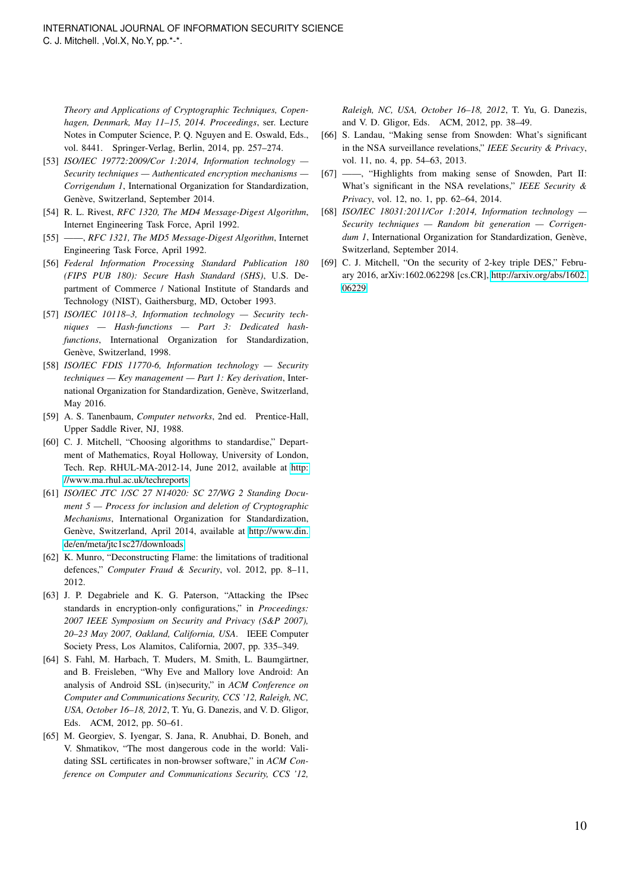*Theory and Applications of Cryptographic Techniques, Copenhagen, Denmark, May 11–15, 2014. Proceedings*, ser. Lecture Notes in Computer Science, P. Q. Nguyen and E. Oswald, Eds., vol. 8441. Springer-Verlag, Berlin, 2014, pp. 257–274.

[53] *ISO/IEC 19772:2009/Cor 1:2014, Information technology — Security techniques — Authenticated encryption mechanisms — Corrigendum 1*, International Organization for Standardization, Genève, Switzerland, September 2014.

[54] R. L. Rivest, *RFC 1320, The MD4 Message-Digest Algorithm*, Internet Engineering Task Force, April 1992.

[55] ——, *RFC 1321, The MD5 Message-Digest Algorithm*, Internet Engineering Task Force, April 1992.

[56] *Federal Information Processing Standard Publication 180 (FIPS PUB 180): Secure Hash Standard (SHS)*, U.S. Department of Commerce / National Institute of Standards and Technology (NIST), Gaithersburg, MD, October 1993.

[57] *ISO/IEC 10118–3, Information technology — Security techniques — Hash-functions — Part 3: Dedicated hash-functions*, International Organization for Standardization, Genève, Switzerland, 1998.

[58] *ISO/IEC FDIS 11770-6, Information technology — Security techniques — Key management — Part 1: Key derivation*, International Organization for Standardization, Genève, Switzerland, May 2016.

[59] A. S. Tanenbaum, *Computer networks*, 2nd ed. Prentice-Hall, Upper Saddle River, NJ, 1988.

[60] C. J. Mitchell, "Choosing algorithms to standardise," Department of Mathematics, Royal Holloway, University of London, Tech. Rep. RHUL-MA-2012-14, June 2012, available at http://www.ma.rhul.ac.uk/techreports

[61] *ISO/IEC JTC 1/SC 27 N14020: SC 27/WG 2 Standing Document 5 — Process for inclusion and deletion of Cryptographic Mechanisms*, International Organization for Standardization, Genève, Switzerland, April 2014, available at http://www.din.de/en/meta/jtc1sc27/downloads

[62] K. Munro, "Deconstructing Flame: the limitations of traditional defences," *Computer Fraud & Security*, vol. 2012, pp. 8–11, 2012.

[63] J. P. Degabriele and K. G. Paterson, "Attacking the IPsec standards in encryption-only configurations," in *Proceedings: 2007 IEEE Symposium on Security and Privacy (S&P 2007), 20–23 May 2007, Oakland, California, USA*. IEEE Computer Society Press, Los Alamitos, California, 2007, pp. 335–349.

[64] S. Fahl, M. Harbach, T. Muders, M. Smith, L. Baumgärtner, and B. Freisleben, "Why Eve and Mallory love Android: An analysis of Android SSL (in)security," in *ACM Conference on Computer and Communications Security, CCS '12, Raleigh, NC, USA, October 16–18, 2012*, T. Yu, G. Danezis, and V. D. Gligor, Eds. ACM, 2012, pp. 50–61.

[65] M. Georgiev, S. Iyengar, S. Jana, R. Anubhai, D. Boneh, and V. Shmatikov, "The most dangerous code in the world: Validating SSL certificates in non-browser software," in *ACM Conference on Computer and Communications Security, CCS '12, Raleigh, NC, USA, October 16–18, 2012*, T. Yu, G. Danezis, and V. D. Gligor, Eds. ACM, 2012, pp. 38–49.

[66] S. Landau, "Making sense from Snowden: What's significant in the NSA surveillance revelations," *IEEE Security & Privacy*, vol. 11, no. 4, pp. 54–63, 2013.

[67] ——, "Highlights from making sense of Snowden, Part II: What's significant in the NSA revelations," *IEEE Security & Privacy*, vol. 12, no. 1, pp. 62–64, 2014.

[68] *ISO/IEC 18031:2011/Cor 1:2014, Information technology — Security techniques — Random bit generation — Corrigendum 1*, International Organization for Standardization, Genève, Switzerland, September 2014.

[69] C. J. Mitchell, "On the security of 2-key triple DES," February 2016, arXiv:1602.062298 [cs.CR], http://arxiv.org/abs/1602.06229